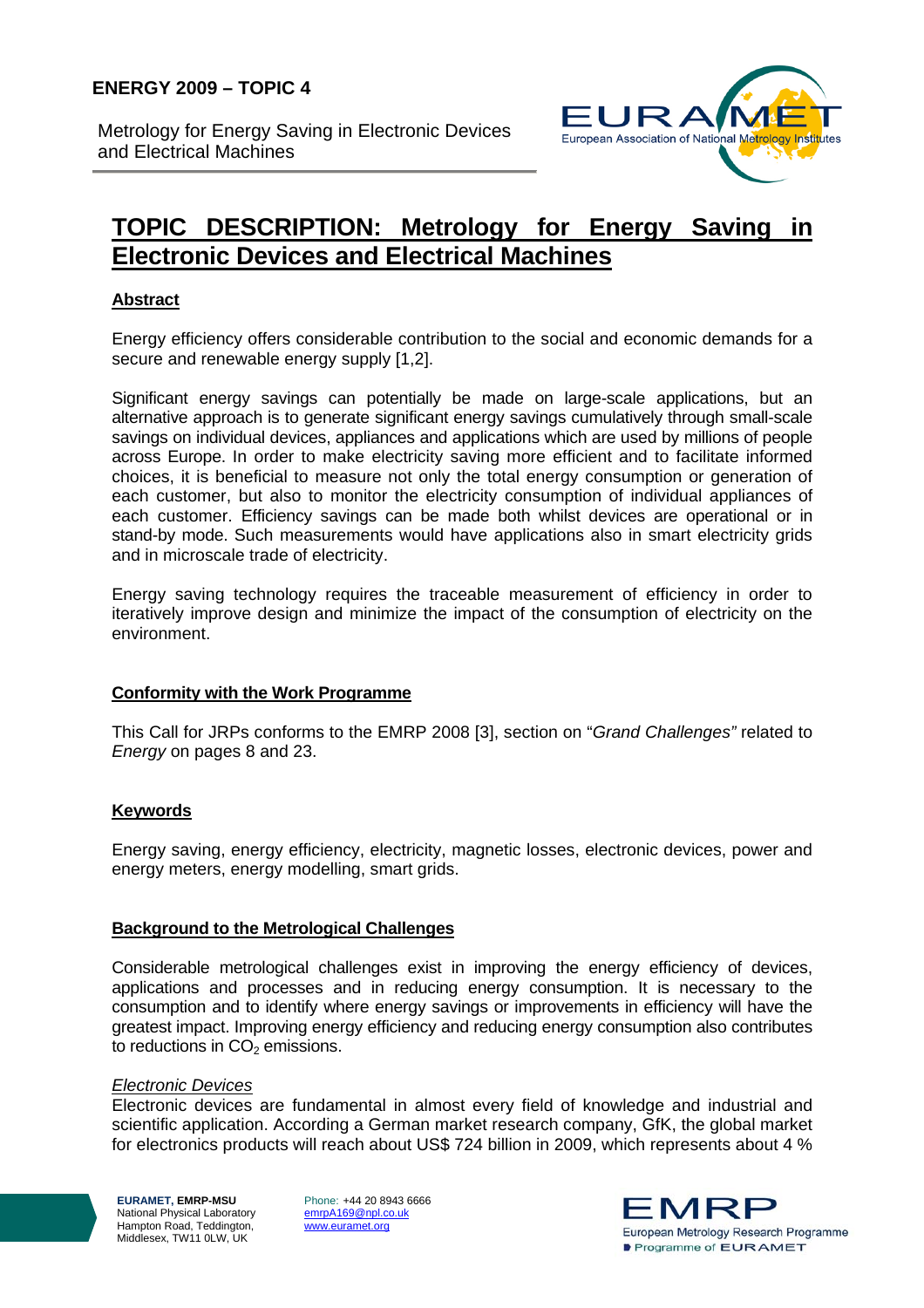**ENERGY 2009 – TOPIC 4**

Metrology for Energy Saving in Electronic Devices and Electrical Machines

# TOPIC DESCRIPTION: Metrology for Energy Saving in Electronic Devices and Electrical Machines

## Abstract

Energy efficiency offers considerable contribution to the social and economic demands for a secure and renewable energy supply [1,2].

Significant energy savings can potentially be made on large-scale applications, but an alternative approach is to generate significant energy savings cumulatively through small-scale savings on individual devices, appliances and applications which are used by millions of people across Europe. In order to make electricity saving more efficient and to facilitate informed choices, it is beneficial to measure not only the total energy consumption or generation of each customer, but also to monitor the electricity consumption of individual appliances of each customer. Efficiency savings can be made both whilst devices are operational or in stand-by mode. Such measurements would have applications also in smart electricity grids and in microscale trade of electricity.

Energy saving technology requires the traceable measurement of efficiency in order to iteratively improve design and minimize the impact of the consumption of electricity on the environment.

## Conformity with the Work Programme

This Call for JRPs conforms to the EMRP 2008 [3], section on "*Grand Challenges"* related to *Energy* on pages 8 and 23.

## Keywords

Energy saving, energy efficiency, electricity, magnetic losses, electronic devices, power and energy meters, energy modelling, smart grids.

## Background to the Metrological Challenges

Considerable metrological challenges exist in improving the energy efficiency of devices, applications and processes and in reducing energy consumption. It is necessary to the consumption and to identify where energy savings or improvements in efficiency will have the greatest impact. Improving energy efficiency and reducing energy consumption also contributes to reductions in $CO_2$ emissions.

### *Electronic Devices*

Electronic devices are fundamental in almost every field of knowledge and industrial and scientific application. According a German market research company, GfK, the global market for electronics products will reach about US$ 724 billion in 2009, which represents about 4 %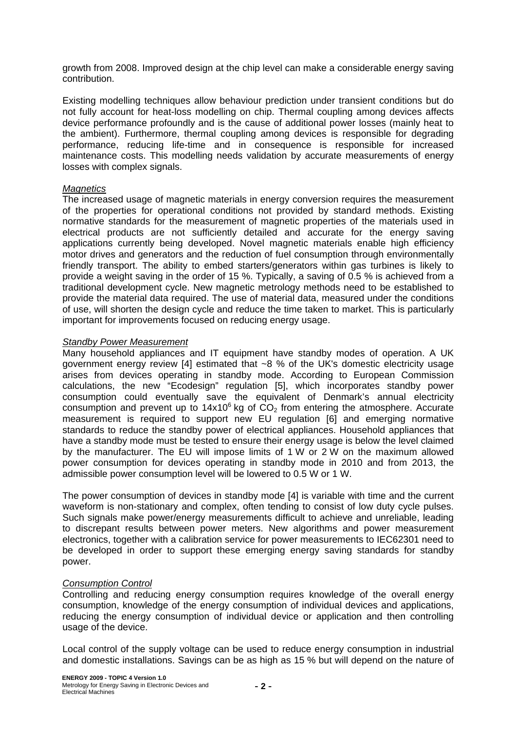growth from 2008. Improved design at the chip level can make a considerable energy saving contribution.

Existing modelling techniques allow behaviour prediction under transient conditions but do not fully account for heat-loss modelling on chip. Thermal coupling among devices affects device performance profoundly and is the cause of additional power losses (mainly heat to the ambient). Furthermore, thermal coupling among devices is responsible for degrading performance, reducing life-time and in consequence is responsible for increased maintenance costs. This modelling needs validation by accurate measurements of energy losses with complex signals.

*Magnetics*

The increased usage of magnetic materials in energy conversion requires the measurement of the properties for operational conditions not provided by standard methods. Existing normative standards for the measurement of magnetic properties of the materials used in electrical products are not sufficiently detailed and accurate for the energy saving applications currently being developed. Novel magnetic materials enable high efficiency motor drives and generators and the reduction of fuel consumption through environmentally friendly transport. The ability to embed starters/generators within gas turbines is likely to provide a weight saving in the order of 15 %. Typically, a saving of 0.5 % is achieved from a traditional development cycle. New magnetic metrology methods need to be established to provide the material data required. The use of material data, measured under the conditions of use, will shorten the design cycle and reduce the time taken to market. This is particularly important for improvements focused on reducing energy usage.

*Standby Power Measurement*

Many household appliances and IT equipment have standby modes of operation. A UK government energy review [4] estimated that ~8 % of the UK's domestic electricity usage arises from devices operating in standby mode. According to European Commission calculations, the new "Ecodesign" regulation [5], which incorporates standby power consumption could eventually save the equivalent of Denmark's annual electricity consumption and prevent up to $14 \times 10^6$ kg of $CO_2$ from entering the atmosphere. Accurate measurement is required to support new EU regulation [6] and emerging normative standards to reduce the standby power of electrical appliances. Household appliances that have a standby mode must be tested to ensure their energy usage is below the level claimed by the manufacturer. The EU will impose limits of 1 W or 2 W on the maximum allowed power consumption for devices operating in standby mode in 2010 and from 2013, the admissible power consumption level will be lowered to 0.5 W or 1 W.

The power consumption of devices in standby mode [4] is variable with time and the current waveform is non-stationary and complex, often tending to consist of low duty cycle pulses. Such signals make power/energy measurements difficult to achieve and unreliable, leading to discrepant results between power meters. New algorithms and power measurement electronics, together with a calibration service for power measurements to IEC62301 need to be developed in order to support these emerging energy saving standards for standby power.

*Consumption Control*

Controlling and reducing energy consumption requires knowledge of the overall energy consumption, knowledge of the energy consumption of individual devices and applications, reducing the energy consumption of individual device or application and then controlling usage of the device.

Local control of the supply voltage can be used to reduce energy consumption in industrial and domestic installations. Savings can be as high as 15 % but will depend on the nature of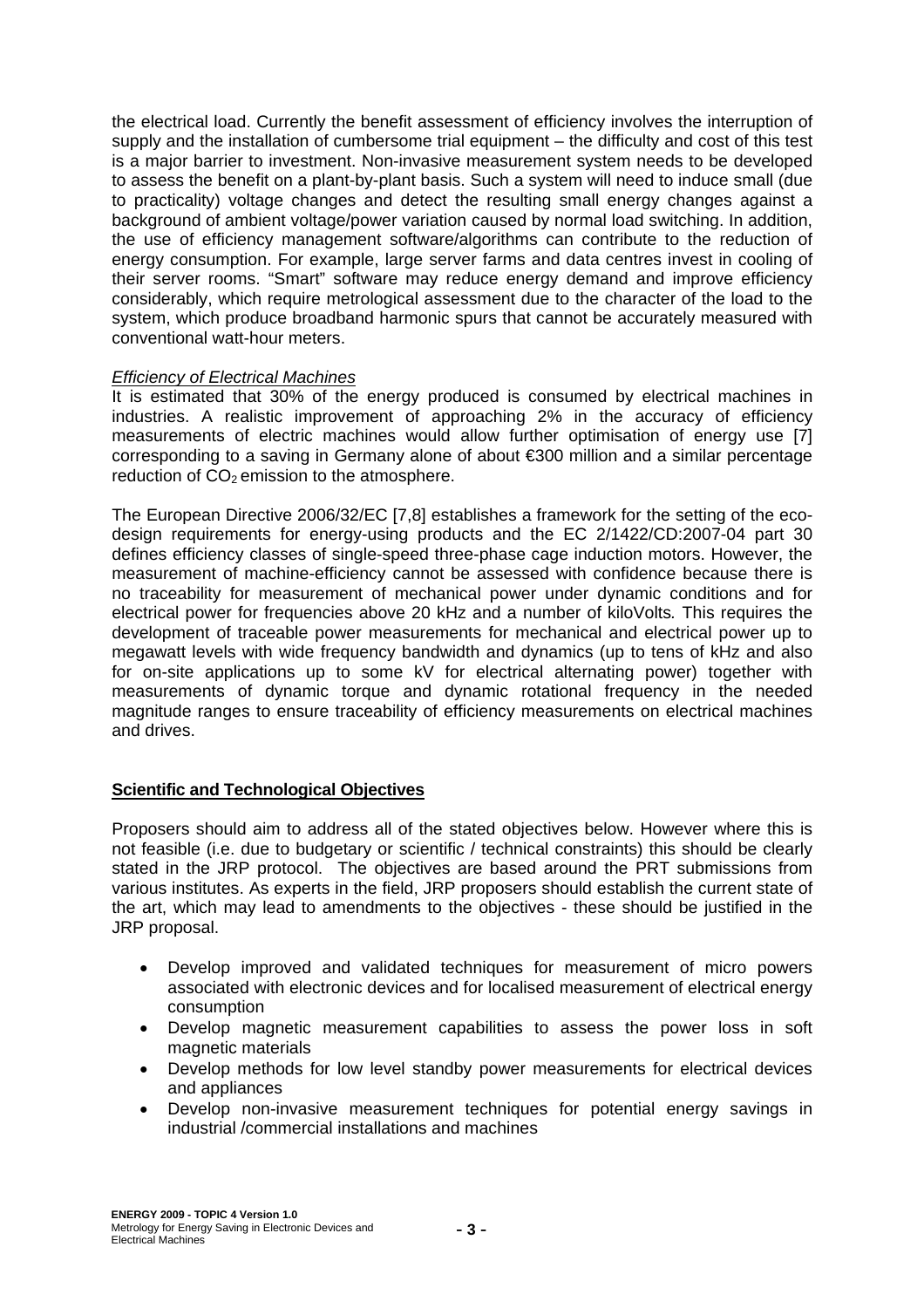the electrical load. Currently the benefit assessment of efficiency involves the interruption of supply and the installation of cumbersome trial equipment – the difficulty and cost of this test is a major barrier to investment. Non-invasive measurement system needs to be developed to assess the benefit on a plant-by-plant basis. Such a system will need to induce small (due to practicality) voltage changes and detect the resulting small energy changes against a background of ambient voltage/power variation caused by normal load switching. In addition, the use of efficiency management software/algorithms can contribute to the reduction of energy consumption. For example, large server farms and data centres invest in cooling of their server rooms. "Smart" software may reduce energy demand and improve efficiency considerably, which require metrological assessment due to the character of the load to the system, which produce broadband harmonic spurs that cannot be accurately measured with conventional watt-hour meters.

*Efficiency of Electrical Machines*

It is estimated that 30% of the energy produced is consumed by electrical machines in industries. A realistic improvement of approaching 2% in the accuracy of efficiency measurements of electric machines would allow further optimisation of energy use [7] corresponding to a saving in Germany alone of about €300 million and a similar percentage reduction of $CO_2$ emission to the atmosphere.

The European Directive 2006/32/EC [7,8] establishes a framework for the setting of the eco-design requirements for energy-using products and the EC 2/1422/CD:2007-04 part 30 defines efficiency classes of single-speed three-phase cage induction motors. However, the measurement of machine-efficiency cannot be assessed with confidence because there is no traceability for measurement of mechanical power under dynamic conditions and for electrical power for frequencies above 20 kHz and a number of kiloVolts*.* This requires the development of traceable power measurements for mechanical and electrical power up to megawatt levels with wide frequency bandwidth and dynamics (up to tens of kHz and also for on-site applications up to some kV for electrical alternating power) together with measurements of dynamic torque and dynamic rotational frequency in the needed magnitude ranges to ensure traceability of efficiency measurements on electrical machines and drives.

## Scientific and Technological Objectives

Proposers should aim to address all of the stated objectives below. However where this is not feasible (i.e. due to budgetary or scientific / technical constraints) this should be clearly stated in the JRP protocol. The objectives are based around the PRT submissions from various institutes. As experts in the field, JRP proposers should establish the current state of the art, which may lead to amendments to the objectives - these should be justified in the JRP proposal.

- Develop improved and validated techniques for measurement of micro powers associated with electronic devices and for localised measurement of electrical energy consumption
- Develop magnetic measurement capabilities to assess the power loss in soft magnetic materials
- Develop methods for low level standby power measurements for electrical devices and appliances
- Develop non-invasive measurement techniques for potential energy savings in industrial /commercial installations and machines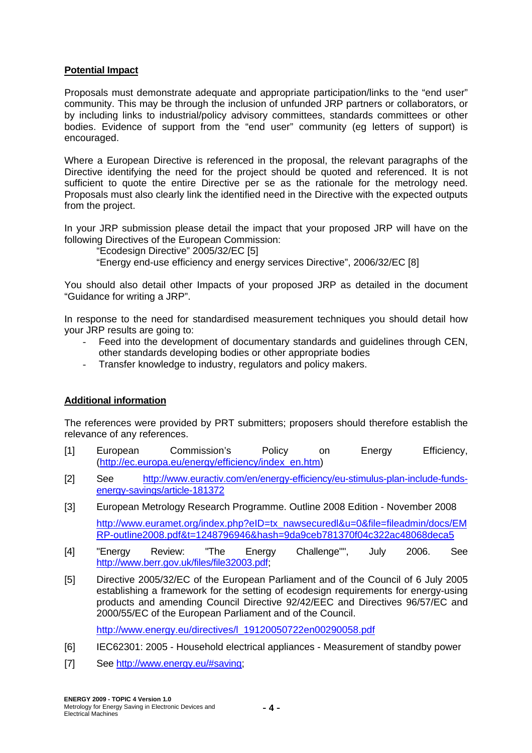**Potential Impact**

Proposals must demonstrate adequate and appropriate participation/links to the “end user” community. This may be through the inclusion of unfunded JRP partners or collaborators, or by including links to industrial/policy advisory committees, standards committees or other bodies. Evidence of support from the “end user” community (eg letters of support) is encouraged.

Where a European Directive is referenced in the proposal, the relevant paragraphs of the Directive identifying the need for the project should be quoted and referenced. It is not sufficient to quote the entire Directive per se as the rationale for the metrology need. Proposals must also clearly link the identified need in the Directive with the expected outputs from the project.

In your JRP submission please detail the impact that your proposed JRP will have on the following Directives of the European Commission:

“Ecodesign Directive” 2005/32/EC [5]

“Energy end-use efficiency and energy services Directive”, 2006/32/EC [8]

You should also detail other Impacts of your proposed JRP as detailed in the document “Guidance for writing a JRP”.

In response to the need for standardised measurement techniques you should detail how your JRP results are going to:

- Feed into the development of documentary standards and guidelines through CEN, other standards developing bodies or other appropriate bodies
- Transfer knowledge to industry, regulators and policy makers.

**Additional information**

The references were provided by PRT submitters; proposers should therefore establish the relevance of any references.

[1] European Commission’s Policy on Energy Efficiency, (http://ec.europa.eu/energy/efficiency/index_en.htm)

[2] See http://www.euractiv.com/en/energy-efficiency/eu-stimulus-plan-include-funds-energy-savings/article-181372

[3] European Metrology Research Programme. Outline 2008 Edition - November 2008

http://www.euramet.org/index.php?eID=tx_nawsecuredl&u=0&file=fileadmin/docs/EMRP-outline2008.pdf&t=1248796946&hash=9da9ceb781370f04c322ac48068deca5

[4] "Energy Review: "The Energy Challenge"", July 2006. See http://www.berr.gov.uk/files/file32003.pdf;

[5] Directive 2005/32/EC of the European Parliament and of the Council of 6 July 2005 establishing a framework for the setting of ecodesign requirements for energy-using products and amending Council Directive 92/42/EEC and Directives 96/57/EC and 2000/55/EC of the European Parliament and of the Council.

http://www.energy.eu/directives/l_19120050722en00290058.pdf

[6] IEC62301: 2005 - Household electrical appliances - Measurement of standby power

[7] See http://www.energy.eu/#saving;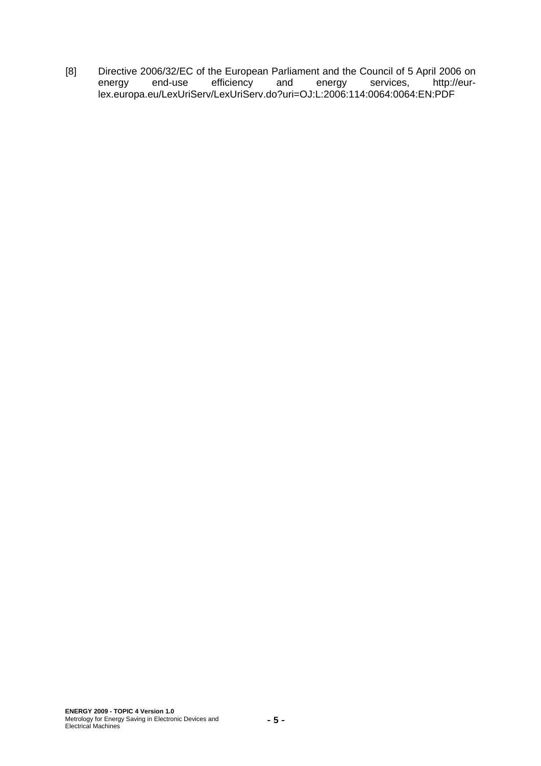[8] Directive 2006/32/EC of the European Parliament and the Council of 5 April 2006 on energy end-use efficiency and energy services, http://eur-lex.europa.eu/LexUriServ/LexUriServ.do?uri=OJ:L:2006:114:0064:0064:EN:PDF